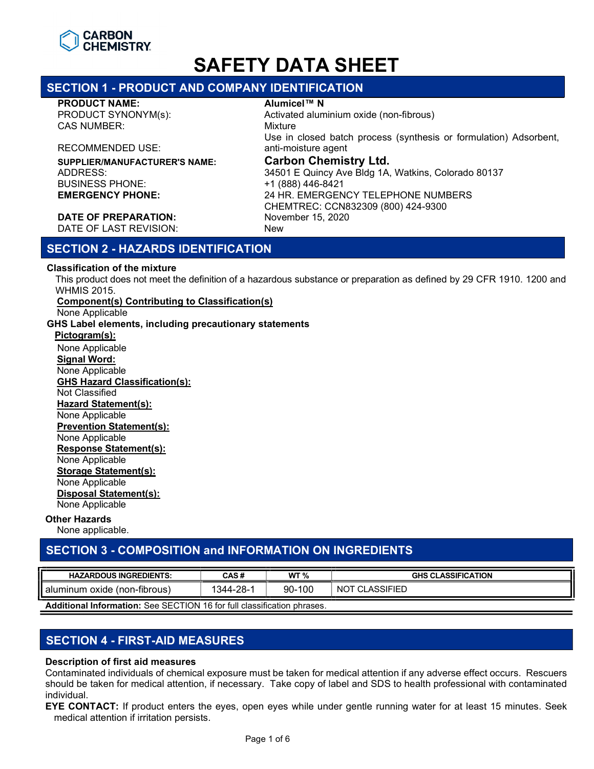CARBON CHEMISTRY

# SAFETY DATA SHEET

## SECTION 1 - PRODUCT AND COMPANY IDENTIFICATION

**PRODUCT NAME:** **Alumicel™ N**
PRODUCT SYNONYM(s): Activated aluminium oxide (non-fibrous)
CAS NUMBER: Mixture
RECOMMENDED USE: Use in closed batch process (synthesis or formulation) Adsorbent, anti-moisture agent
**SUPPLIER/MANUFACTURER'S NAME:** **Carbon Chemistry Ltd.**
ADDRESS: 34501 E Quincy Ave Bldg 1A, Watkins, Colorado 80137
BUSINESS PHONE: +1 (888) 446-8421
**EMERGENCY PHONE:** 24 HR. EMERGENCY TELEPHONE NUMBERS
CHEMTREC: CCN832309 (800) 424-9300
**DATE OF PREPARATION:** November 15, 2020
DATE OF LAST REVISION: New

## SECTION 2 - HAZARDS IDENTIFICATION

**Classification of the mixture**

This product does not meet the definition of a hazardous substance or preparation as defined by 29 CFR 1910. 1200 and WHMIS 2015.

**Component(s) Contributing to Classification(s)**
None Applicable

**GHS Label elements, including precautionary statements**

**Pictogram(s):**
None Applicable

**Signal Word:**
None Applicable

**GHS Hazard Classification(s):**
Not Classified

**Hazard Statement(s):**
None Applicable

**Prevention Statement(s):**
None Applicable

**Response Statement(s):**
None Applicable

**Storage Statement(s):**
None Applicable

**Disposal Statement(s):**
None Applicable

**Other Hazards**
None applicable.

## SECTION 3 - COMPOSITION and INFORMATION ON INGREDIENTS

| HAZARDOUS INGREDIENTS: | CAS # | WT % | GHS CLASSIFICATION |
|---|---|---|---|
| aluminum oxide (non-fibrous) | 1344-28-1 | 90-100 | NOT CLASSIFIED |

**Additional Information:** See SECTION 16 for full classification phrases.

## SECTION 4 - FIRST-AID MEASURES

**Description of first aid measures**

Contaminated individuals of chemical exposure must be taken for medical attention if any adverse effect occurs. Rescuers should be taken for medical attention, if necessary. Take copy of label and SDS to health professional with contaminated individual.

**EYE CONTACT:** If product enters the eyes, open eyes while under gentle running water for at least 15 minutes. Seek medical attention if irritation persists.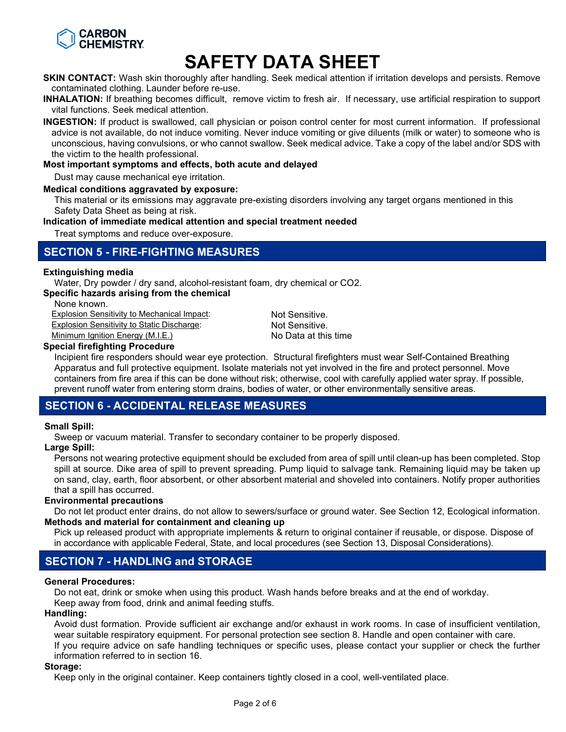**SKIN CONTACT:** Wash skin thoroughly after handling. Seek medical attention if irritation develops and persists. Remove contaminated clothing. Launder before re-use.

**INHALATION:** If breathing becomes difficult, remove victim to fresh air. If necessary, use artificial respiration to support vital functions. Seek medical attention.

**INGESTION:** If product is swallowed, call physician or poison control center for most current information. If professional advice is not available, do not induce vomiting. Never induce vomiting or give diluents (milk or water) to someone who is unconscious, having convulsions, or who cannot swallow. Seek medical advice. Take a copy of the label and/or SDS with the victim to the health professional.

**Most important symptoms and effects, both acute and delayed**

Dust may cause mechanical eye irritation.

**Medical conditions aggravated by exposure:**

This material or its emissions may aggravate pre-existing disorders involving any target organs mentioned in this Safety Data Sheet as being at risk.

**Indication of immediate medical attention and special treatment needed**

Treat symptoms and reduce over-exposure.

## SECTION 5 - FIRE-FIGHTING MEASURES

**Extinguishing media**

Water, Dry powder / dry sand, alcohol-resistant foam, dry chemical or $CO_2$.

**Specific hazards arising from the chemical**

None known.

| | |
|---|---|
| Explosion Sensitivity to Mechanical Impact: | Not Sensitive. |
| Explosion Sensitivity to Static Discharge: | Not Sensitive. |
| Minimum Ignition Energy (M.I.E.) | No Data at this time |

**Special firefighting Procedure**

Incipient fire responders should wear eye protection. Structural firefighters must wear Self-Contained Breathing Apparatus and full protective equipment. Isolate materials not yet involved in the fire and protect personnel. Move containers from fire area if this can be done without risk; otherwise, cool with carefully applied water spray. If possible, prevent runoff water from entering storm drains, bodies of water, or other environmentally sensitive areas.

## SECTION 6 - ACCIDENTAL RELEASE MEASURES

**Small Spill:**

Sweep or vacuum material. Transfer to secondary container to be properly disposed.

**Large Spill:**

Persons not wearing protective equipment should be excluded from area of spill until clean-up has been completed. Stop spill at source. Dike area of spill to prevent spreading. Pump liquid to salvage tank. Remaining liquid may be taken up on sand, clay, earth, floor absorbent, or other absorbent material and shoveled into containers. Notify proper authorities that a spill has occurred.

**Environmental precautions**

Do not let product enter drains, do not allow to sewers/surface or ground water. See Section 12, Ecological information.

**Methods and material for containment and cleaning up**

Pick up released product with appropriate implements & return to original container if reusable, or dispose. Dispose of in accordance with applicable Federal, State, and local procedures (see Section 13, Disposal Considerations).

## SECTION 7 - HANDLING and STORAGE

**General Procedures:**

Do not eat, drink or smoke when using this product. Wash hands before breaks and at the end of workday.
Keep away from food, drink and animal feeding stuffs.

**Handling:**

Avoid dust formation. Provide sufficient air exchange and/or exhaust in work rooms. In case of insufficient ventilation, wear suitable respiratory equipment. For personal protection see section 8. Handle and open container with care.
If you require advice on safe handling techniques or specific uses, please contact your supplier or check the further information referred to in section 16.

**Storage:**

Keep only in the original container. Keep containers tightly closed in a cool, well-ventilated place.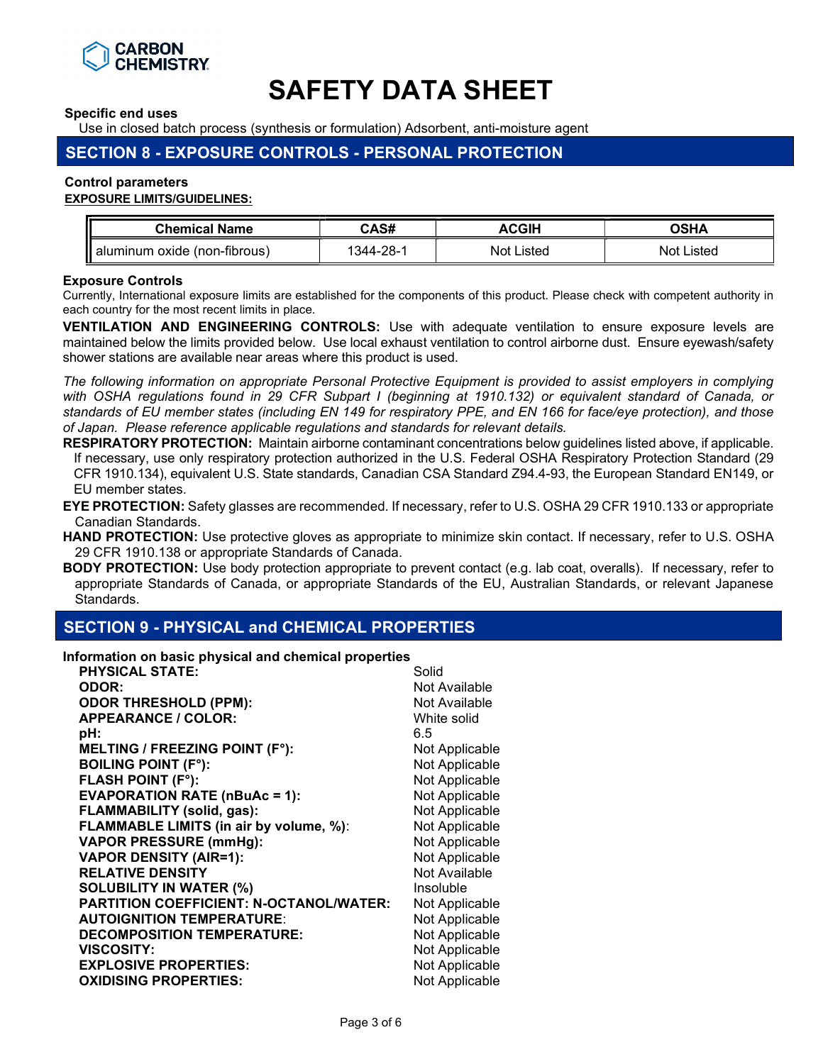# SAFETY DATA SHEET

**Specific end uses**

Use in closed batch process (synthesis or formulation) Adsorbent, anti-moisture agent

## SECTION 8 - EXPOSURE CONTROLS - PERSONAL PROTECTION

**Control parameters**

**EXPOSURE LIMITS/GUIDELINES:**

| Chemical Name | CAS# | ACGIH | OSHA |
|---|---|---|---|
| aluminum oxide (non-fibrous) | 1344-28-1 | Not Listed | Not Listed |

**Exposure Controls**

Currently, International exposure limits are established for the components of this product. Please check with competent authority in each country for the most recent limits in place.

**VENTILATION AND ENGINEERING CONTROLS:** Use with adequate ventilation to ensure exposure levels are maintained below the limits provided below. Use local exhaust ventilation to control airborne dust. Ensure eyewash/safety shower stations are available near areas where this product is used.

*The following information on appropriate Personal Protective Equipment is provided to assist employers in complying with OSHA regulations found in 29 CFR Subpart I (beginning at 1910.132) or equivalent standard of Canada, or standards of EU member states (including EN 149 for respiratory PPE, and EN 166 for face/eye protection), and those of Japan. Please reference applicable regulations and standards for relevant details.*

**RESPIRATORY PROTECTION:** Maintain airborne contaminant concentrations below guidelines listed above, if applicable. If necessary, use only respiratory protection authorized in the U.S. Federal OSHA Respiratory Protection Standard (29 CFR 1910.134), equivalent U.S. State standards, Canadian CSA Standard Z94.4-93, the European Standard EN149, or EU member states.

**EYE PROTECTION:** Safety glasses are recommended. If necessary, refer to U.S. OSHA 29 CFR 1910.133 or appropriate Canadian Standards.

**HAND PROTECTION:** Use protective gloves as appropriate to minimize skin contact. If necessary, refer to U.S. OSHA 29 CFR 1910.138 or appropriate Standards of Canada.

**BODY PROTECTION:** Use body protection appropriate to prevent contact (e.g. lab coat, overalls). If necessary, refer to appropriate Standards of Canada, or appropriate Standards of the EU, Australian Standards, or relevant Japanese Standards.

## SECTION 9 - PHYSICAL and CHEMICAL PROPERTIES

**Information on basic physical and chemical properties**

| Property | Value |
|---|---|
| **PHYSICAL STATE:** | Solid |
| **ODOR:** | Not Available |
| **ODOR THRESHOLD (PPM):** | Not Available |
| **APPEARANCE / COLOR:** | White solid |
| **pH:** | 6.5 |
| **MELTING / FREEZING POINT (F°):** | Not Applicable |
| **BOILING POINT (F°):** | Not Applicable |
| **FLASH POINT (F°):** | Not Applicable |
| **EVAPORATION RATE (nBuAc = 1):** | Not Applicable |
| **FLAMMABILITY (solid, gas):** | Not Applicable |
| **FLAMMABLE LIMITS (in air by volume, %):** | Not Applicable |
| **VAPOR PRESSURE (mmHg):** | Not Applicable |
| **VAPOR DENSITY (AIR=1):** | Not Applicable |
| **RELATIVE DENSITY** | Not Available |
| **SOLUBILITY IN WATER (%)** | Insoluble |
| **PARTITION COEFFICIENT: N-OCTANOL/WATER:** | Not Applicable |
| **AUTOIGNITION TEMPERATURE:** | Not Applicable |
| **DECOMPOSITION TEMPERATURE:** | Not Applicable |
| **VISCOSITY:** | Not Applicable |
| **EXPLOSIVE PROPERTIES:** | Not Applicable |
| **OXIDISING PROPERTIES:** | Not Applicable |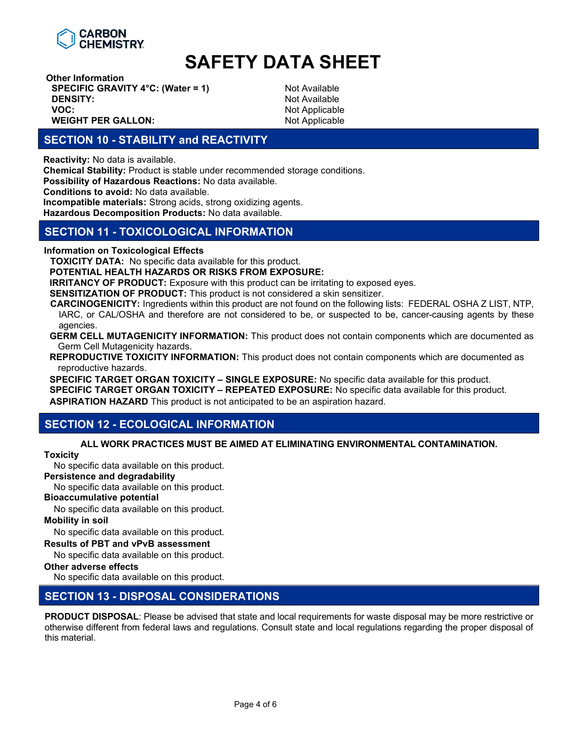**Other Information**

| | |
|---|---|
| **SPECIFIC GRAVITY 4°C: (Water = 1)** | Not Available |
| **DENSITY:** | Not Available |
| **VOC:** | Not Applicable |
| **WEIGHT PER GALLON:** | Not Applicable |

## SECTION 10 - STABILITY and REACTIVITY

**Reactivity:** No data is available.
**Chemical Stability:** Product is stable under recommended storage conditions.
**Possibility of Hazardous Reactions:** No data available.
**Conditions to avoid:** No data available.
**Incompatible materials:** Strong acids, strong oxidizing agents.
**Hazardous Decomposition Products:** No data available.

## SECTION 11 - TOXICOLOGICAL INFORMATION

**Information on Toxicological Effects**

**TOXICITY DATA:** No specific data available for this product.

**POTENTIAL HEALTH HAZARDS OR RISKS FROM EXPOSURE:**

**IRRITANCY OF PRODUCT:** Exposure with this product can be irritating to exposed eyes.

**SENSITIZATION OF PRODUCT:** This product is not considered a skin sensitizer.

**CARCINOGENICITY:** Ingredients within this product are not found on the following lists: FEDERAL OSHA Z LIST, NTP, IARC, or CAL/OSHA and therefore are not considered to be, or suspected to be, cancer-causing agents by these agencies.

**GERM CELL MUTAGENICITY INFORMATION:** This product does not contain components which are documented as Germ Cell Mutagenicity hazards.

**REPRODUCTIVE TOXICITY INFORMATION:** This product does not contain components which are documented as reproductive hazards.

**SPECIFIC TARGET ORGAN TOXICITY – SINGLE EXPOSURE:** No specific data available for this product.

**SPECIFIC TARGET ORGAN TOXICITY – REPEATED EXPOSURE:** No specific data available for this product.

**ASPIRATION HAZARD** This product is not anticipated to be an aspiration hazard.

## SECTION 12 - ECOLOGICAL INFORMATION

**ALL WORK PRACTICES MUST BE AIMED AT ELIMINATING ENVIRONMENTAL CONTAMINATION.**

**Toxicity**
No specific data available on this product.

**Persistence and degradability**
No specific data available on this product.

**Bioaccumulative potential**
No specific data available on this product.

**Mobility in soil**
No specific data available on this product.

**Results of PBT and vPvB assessment**
No specific data available on this product.

**Other adverse effects**
No specific data available on this product.

## SECTION 13 - DISPOSAL CONSIDERATIONS

**PRODUCT DISPOSAL**: Please be advised that state and local requirements for waste disposal may be more restrictive or otherwise different from federal laws and regulations. Consult state and local regulations regarding the proper disposal of this material.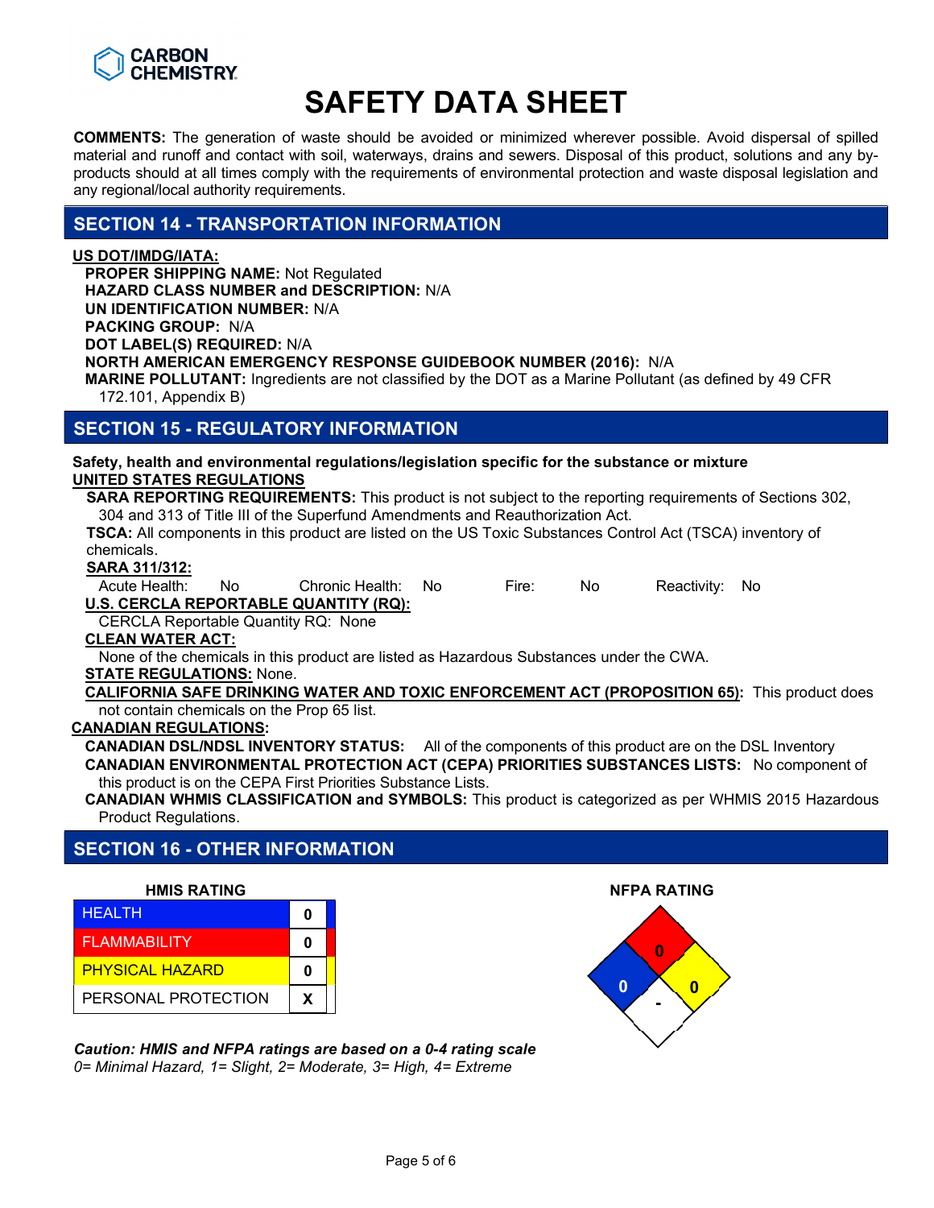# SAFETY DATA SHEET

**COMMENTS:** The generation of waste should be avoided or minimized wherever possible. Avoid dispersal of spilled material and runoff and contact with soil, waterways, drains and sewers. Disposal of this product, solutions and any by-products should at all times comply with the requirements of environmental protection and waste disposal legislation and any regional/local authority requirements.

## SECTION 14 - TRANSPORTATION INFORMATION

**US DOT/IMDG/IATA:**

**PROPER SHIPPING NAME:** Not Regulated
**HAZARD CLASS NUMBER and DESCRIPTION:** N/A
**UN IDENTIFICATION NUMBER:** N/A
**PACKING GROUP:** N/A
**DOT LABEL(S) REQUIRED:** N/A
**NORTH AMERICAN EMERGENCY RESPONSE GUIDEBOOK NUMBER (2016):** N/A
**MARINE POLLUTANT:** Ingredients are not classified by the DOT as a Marine Pollutant (as defined by 49 CFR 172.101, Appendix B)

## SECTION 15 - REGULATORY INFORMATION

**Safety, health and environmental regulations/legislation specific for the substance or mixture**

**UNITED STATES REGULATIONS**

**SARA REPORTING REQUIREMENTS:** This product is not subject to the reporting requirements of Sections 302, 304 and 313 of Title III of the Superfund Amendments and Reauthorization Act.

**TSCA:** All components in this product are listed on the US Toxic Substances Control Act (TSCA) inventory of chemicals.

**SARA 311/312:**

Acute Health: No    Chronic Health: No    Fire: No    Reactivity: No

**U.S. CERCLA REPORTABLE QUANTITY (RQ):**

CERCLA Reportable Quantity RQ: None

**CLEAN WATER ACT:**

None of the chemicals in this product are listed as Hazardous Substances under the CWA.

**STATE REGULATIONS:** None.

**CALIFORNIA SAFE DRINKING WATER AND TOXIC ENFORCEMENT ACT (PROPOSITION 65):** This product does not contain chemicals on the Prop 65 list.

**CANADIAN REGULATIONS:**

**CANADIAN DSL/NDSL INVENTORY STATUS:** All of the components of this product are on the DSL Inventory

**CANADIAN ENVIRONMENTAL PROTECTION ACT (CEPA) PRIORITIES SUBSTANCES LISTS:** No component of this product is on the CEPA First Priorities Substance Lists.

**CANADIAN WHMIS CLASSIFICATION and SYMBOLS:** This product is categorized as per WHMIS 2015 Hazardous Product Regulations.

## SECTION 16 - OTHER INFORMATION

**HMIS RATING**

| HMIS RATING | |
|---|---|
| HEALTH | 0 |
| FLAMMABILITY | 0 |
| PHYSICAL HAZARD | 0 |
| PERSONAL PROTECTION | X |

**NFPA RATING**

| NFPA RATING | |
|---|---|
| Health (blue) | 0 |
| Flammability (red) | 0 |
| Instability (yellow) | 0 |
| Special (white) | - |

***Caution: HMIS and NFPA ratings are based on a 0-4 rating scale***
*0= Minimal Hazard, 1= Slight, 2= Moderate, 3= High, 4= Extreme*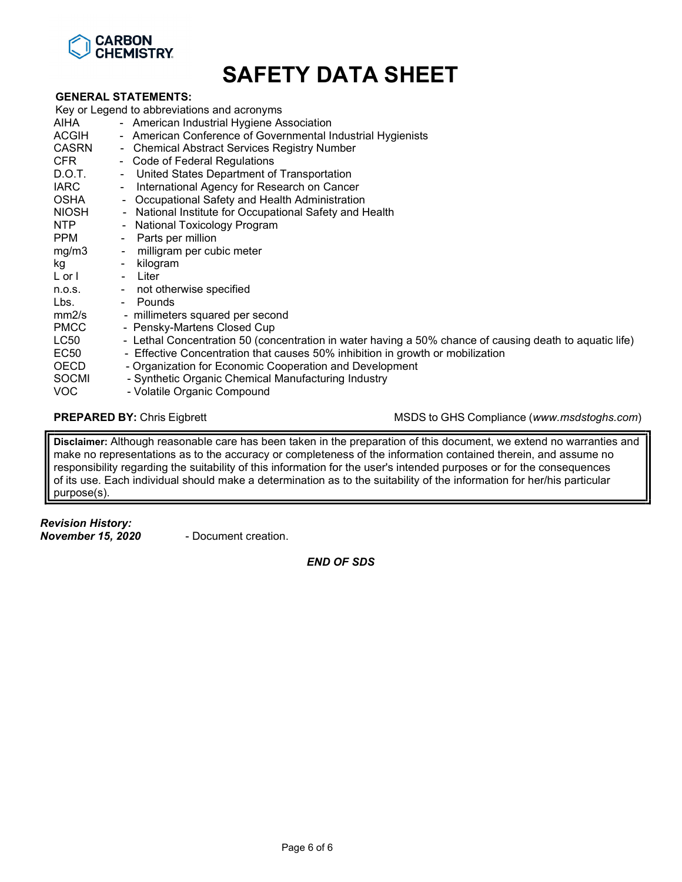CARBON CHEMISTRY

# SAFETY DATA SHEET

**GENERAL STATEMENTS:**

Key or Legend to abbreviations and acronyms

| | | |
|---|---|---|
| AIHA | - | American Industrial Hygiene Association |
| ACGIH | - | American Conference of Governmental Industrial Hygienists |
| CASRN | - | Chemical Abstract Services Registry Number |
| CFR | - | Code of Federal Regulations |
| D.O.T. | - | United States Department of Transportation |
| IARC | - | International Agency for Research on Cancer |
| OSHA | - | Occupational Safety and Health Administration |
| NIOSH | - | National Institute for Occupational Safety and Health |
| NTP | - | National Toxicology Program |
| PPM | - | Parts per million |
| mg/m3 | - | milligram per cubic meter |
| kg | - | kilogram |
| L or l | - | Liter |
| n.o.s. | - | not otherwise specified |
| Lbs. | - | Pounds |
| mm2/s | - | millimeters squared per second |
| PMCC | - | Pensky-Martens Closed Cup |
| LC50 | - | Lethal Concentration 50 (concentration in water having a 50% chance of causing death to aquatic life) |
| EC50 | - | Effective Concentration that causes 50% inhibition in growth or mobilization |
| OECD | - | Organization for Economic Cooperation and Development |
| SOCMI | - | Synthetic Organic Chemical Manufacturing Industry |
| VOC | - | Volatile Organic Compound |

**PREPARED BY:** Chris Eigbrett

MSDS to GHS Compliance (*www.msdstoghs.com*)

**Disclaimer:** Although reasonable care has been taken in the preparation of this document, we extend no warranties and make no representations as to the accuracy or completeness of the information contained therein, and assume no responsibility regarding the suitability of this information for the user's intended purposes or for the consequences of its use. Each individual should make a determination as to the suitability of the information for her/his particular purpose(s).

***Revision History:***

***November 15, 2020*** - Document creation.

***END OF SDS***